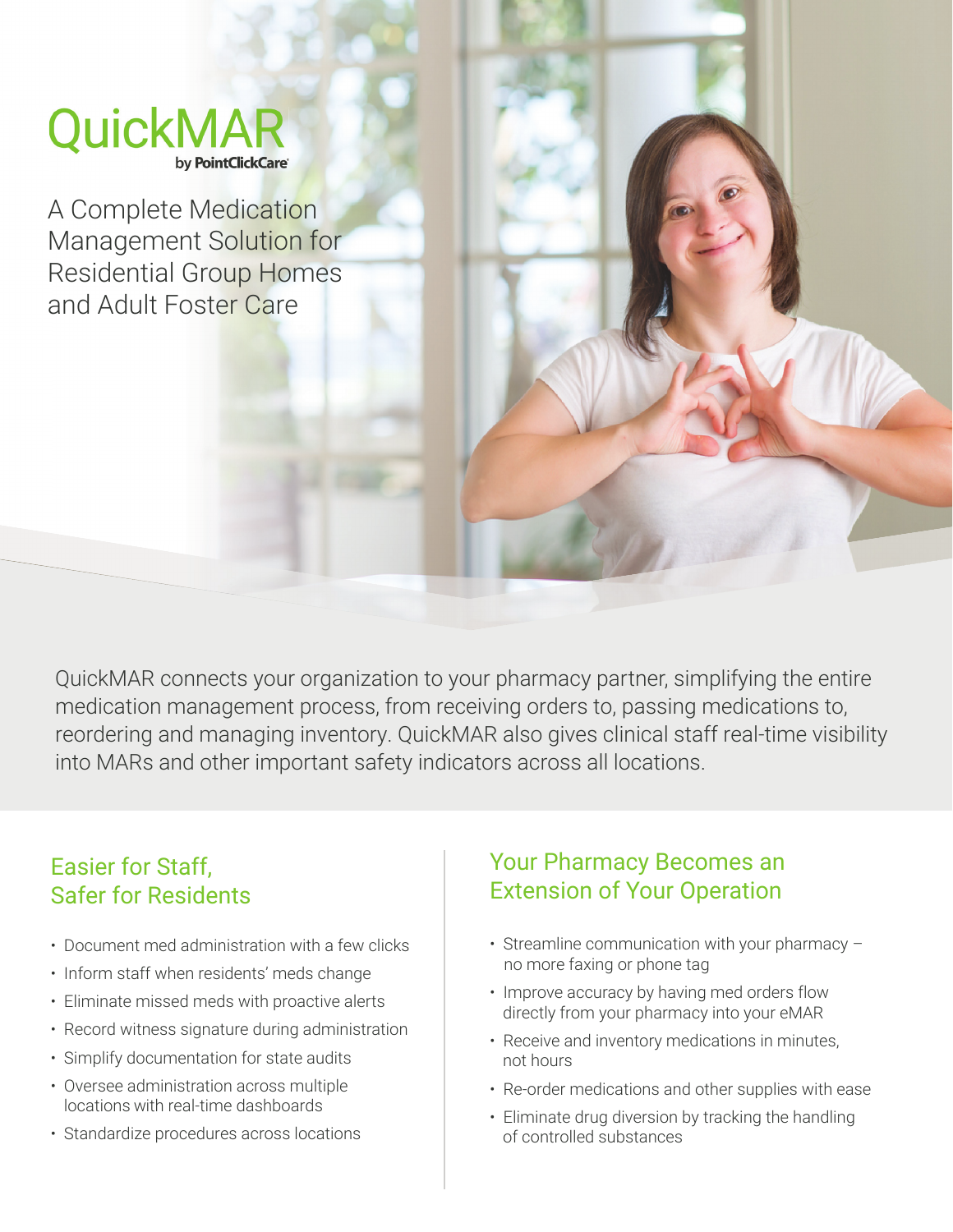# QuickMAR

by PointClickCare

A Complete Medication Management Solution for Residential Group Homes and Adult Foster Care

QuickMAR connects your organization to your pharmacy partner, simplifying the entire medication management process, from receiving orders to, passing medications to, reordering and managing inventory. QuickMAR also gives clinical staff real-time visibility into MARs and other important safety indicators across all locations.

## Easier for Staff, Safer for Residents

- Document med administration with a few clicks
- Inform staff when residents' meds change
- Eliminate missed meds with proactive alerts
- Record witness signature during administration
- Simplify documentation for state audits
- Oversee administration across multiple locations with real-time dashboards
- Standardize procedures across locations

## Your Pharmacy Becomes an Extension of Your Operation

- Streamline communication with your pharmacy – no more faxing or phone tag
- Improve accuracy by having med orders flow directly from your pharmacy into your eMAR
- Receive and inventory medications in minutes, not hours
- Re-order medications and other supplies with ease
- Eliminate drug diversion by tracking the handling of controlled substances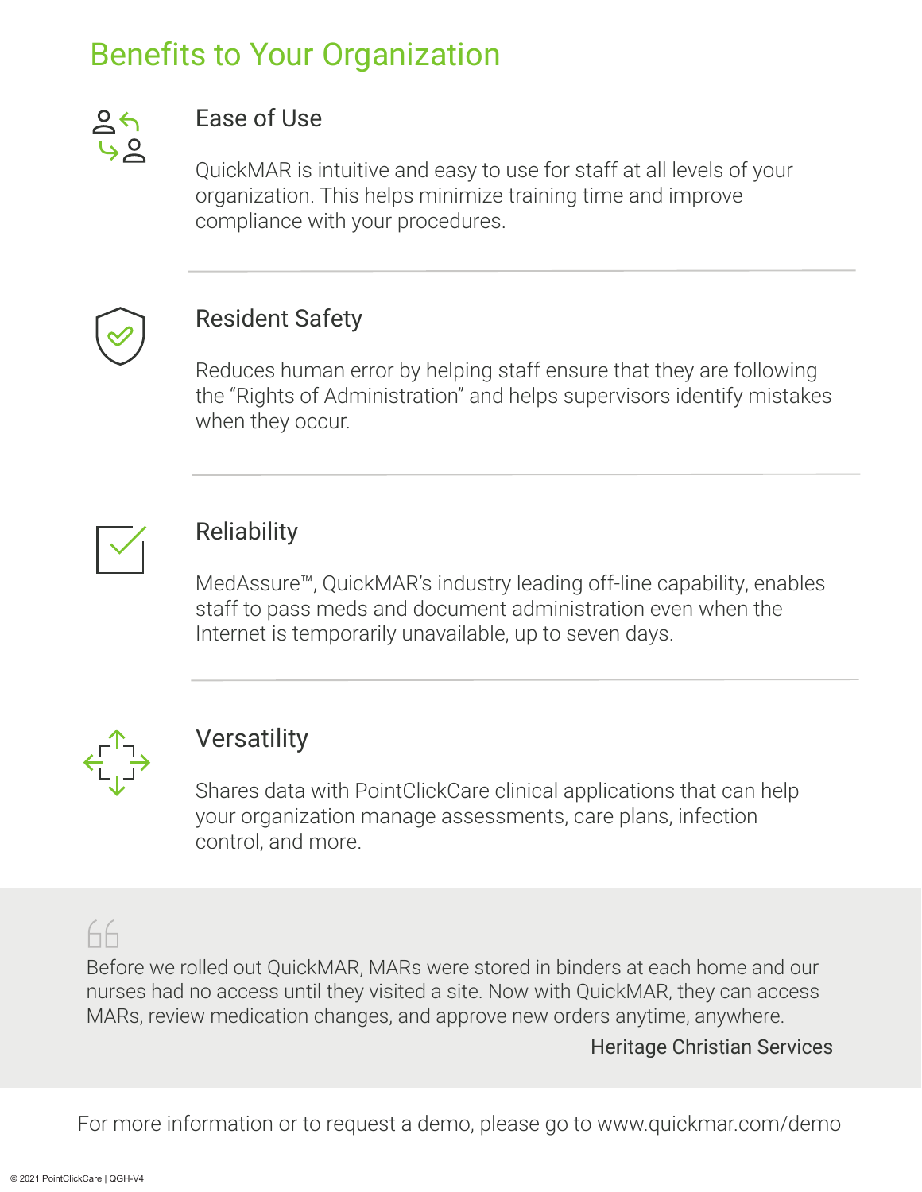# Benefits to Your Organization

## Ease of Use

QuickMAR is intuitive and easy to use for staff at all levels of your organization. This helps minimize training time and improve compliance with your procedures.

## Resident Safety

Reduces human error by helping staff ensure that they are following the "Rights of Administration" and helps supervisors identify mistakes when they occur.

## Reliability

MedAssure™, QuickMAR's industry leading off-line capability, enables staff to pass meds and document administration even when the Internet is temporarily unavailable, up to seven days.

## Versatility

Shares data with PointClickCare clinical applications that can help your organization manage assessments, care plans, infection control, and more.

> Before we rolled out QuickMAR, MARs were stored in binders at each home and our nurses had no access until they visited a site. Now with QuickMAR, they can access MARs, review medication changes, and approve new orders anytime, anywhere.
>
> Heritage Christian Services

For more information or to request a demo, please go to www.quickmar.com/demo

© 2021 PointClickCare | QGH-V4